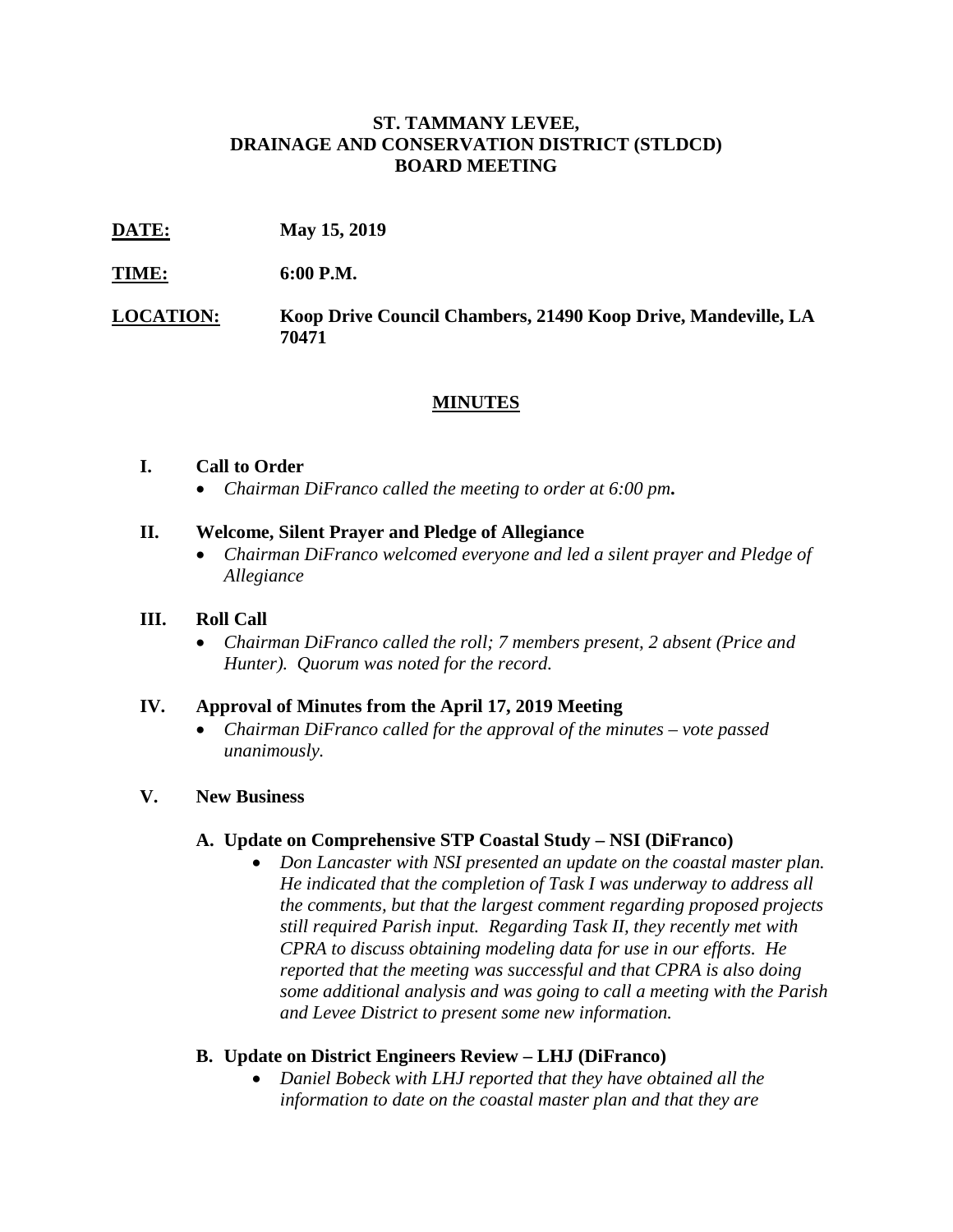**ST. TAMMANY LEVEE,**
**DRAINAGE AND CONSERVATION DISTRICT (STLDCD)**
**BOARD MEETING**

**DATE:** **May 15, 2019**

**TIME:** **6:00 P.M.**

**LOCATION:** **Koop Drive Council Chambers, 21490 Koop Drive, Mandeville, LA 70471**

## MINUTES

**I. Call to Order**

- *Chairman DiFranco called the meeting to order at 6:00 pm.*

**II. Welcome, Silent Prayer and Pledge of Allegiance**

- *Chairman DiFranco welcomed everyone and led a silent prayer and Pledge of Allegiance*

**III. Roll Call**

- *Chairman DiFranco called the roll; 7 members present, 2 absent (Price and Hunter). Quorum was noted for the record.*

**IV. Approval of Minutes from the April 17, 2019 Meeting**

- *Chairman DiFranco called for the approval of the minutes – vote passed unanimously.*

**V. New Business**

**A. Update on Comprehensive STP Coastal Study – NSI (DiFranco)**

- *Don Lancaster with NSI presented an update on the coastal master plan. He indicated that the completion of Task I was underway to address all the comments, but that the largest comment regarding proposed projects still required Parish input. Regarding Task II, they recently met with CPRA to discuss obtaining modeling data for use in our efforts. He reported that the meeting was successful and that CPRA is also doing some additional analysis and was going to call a meeting with the Parish and Levee District to present some new information.*

**B. Update on District Engineers Review – LHJ (DiFranco)**

- *Daniel Bobeck with LHJ reported that they have obtained all the information to date on the coastal master plan and that they are*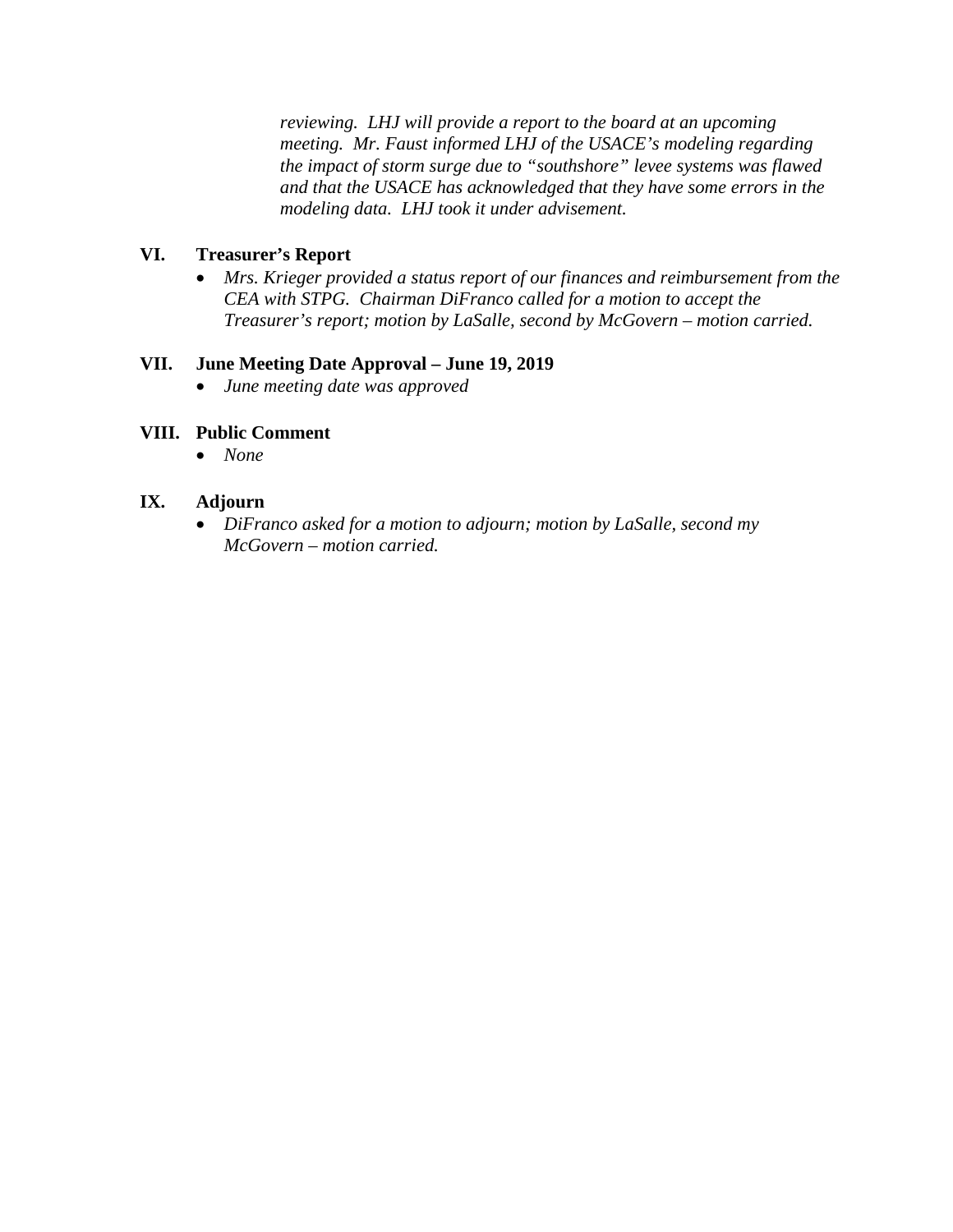*reviewing. LHJ will provide a report to the board at an upcoming meeting. Mr. Faust informed LHJ of the USACE's modeling regarding the impact of storm surge due to "southshore" levee systems was flawed and that the USACE has acknowledged that they have some errors in the modeling data. LHJ took it under advisement.*

**VI. Treasurer's Report**

- *Mrs. Krieger provided a status report of our finances and reimbursement from the CEA with STPG. Chairman DiFranco called for a motion to accept the Treasurer's report; motion by LaSalle, second by McGovern – motion carried.*

**VII. June Meeting Date Approval – June 19, 2019**

- *June meeting date was approved*

**VIII. Public Comment**

- *None*

**IX. Adjourn**

- *DiFranco asked for a motion to adjourn; motion by LaSalle, second my McGovern – motion carried.*